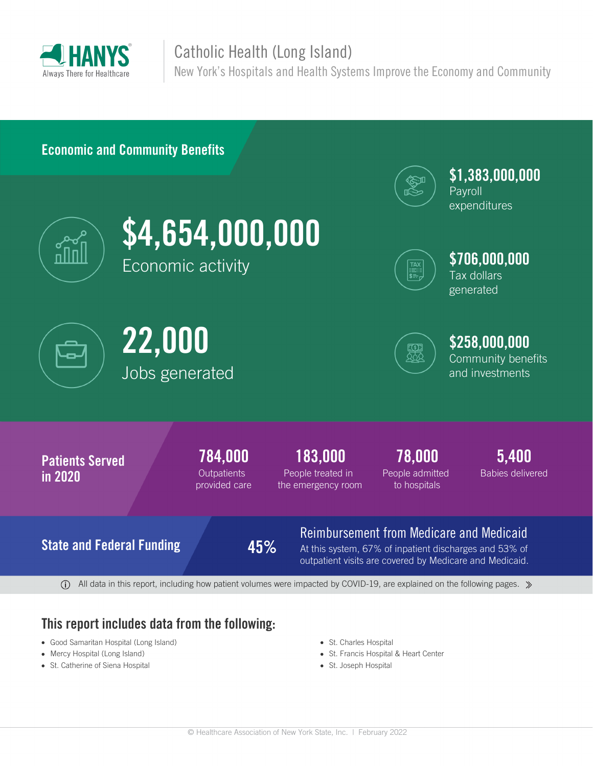HANYS

Always There for Healthcare

# Catholic Health (Long Island)

New York's Hospitals and Health Systems Improve the Economy and Community

## Economic and Community Benefits

**$4,654,000,000**
Economic activity

**22,000**
Jobs generated

**$1,383,000,000**
Payroll expenditures

**$706,000,000**
Tax dollars generated

**$258,000,000**
Community benefits and investments

## Patients Served in 2020

**784,000**
Outpatients provided care

**183,000**
People treated in the emergency room

**78,000**
People admitted to hospitals

**5,400**
Babies delivered

## State and Federal Funding

**45%**

**Reimbursement from Medicare and Medicaid**

At this system, 67% of inpatient discharges and 53% of outpatient visits are covered by Medicare and Medicaid.

All data in this report, including how patient volumes were impacted by COVID-19, are explained on the following pages.

## This report includes data from the following:

- Good Samaritan Hospital (Long Island)
- Mercy Hospital (Long Island)
- St. Catherine of Siena Hospital
- St. Charles Hospital
- St. Francis Hospital & Heart Center
- St. Joseph Hospital

© Healthcare Association of New York State, Inc. | February 2022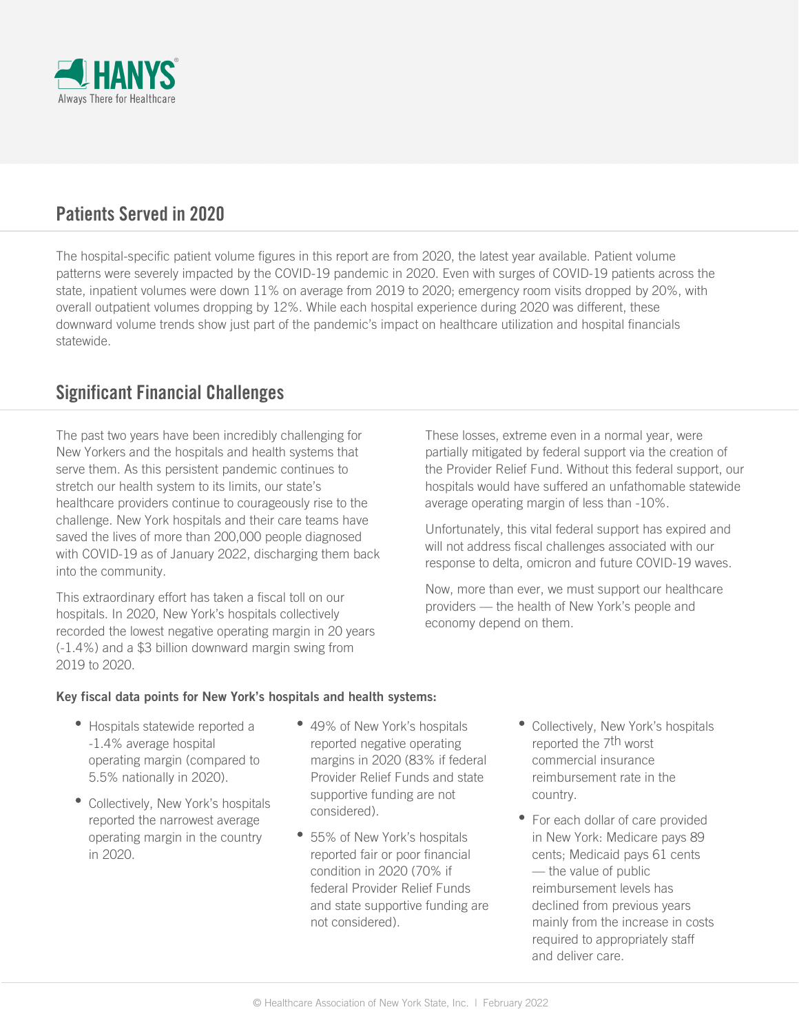HANYS
Always There for Healthcare

## Patients Served in 2020

The hospital-specific patient volume figures in this report are from 2020, the latest year available. Patient volume patterns were severely impacted by the COVID-19 pandemic in 2020. Even with surges of COVID-19 patients across the state, inpatient volumes were down 11% on average from 2019 to 2020; emergency room visits dropped by 20%, with overall outpatient volumes dropping by 12%. While each hospital experience during 2020 was different, these downward volume trends show just part of the pandemic's impact on healthcare utilization and hospital financials statewide.

## Significant Financial Challenges

The past two years have been incredibly challenging for New Yorkers and the hospitals and health systems that serve them. As this persistent pandemic continues to stretch our health system to its limits, our state's healthcare providers continue to courageously rise to the challenge. New York hospitals and their care teams have saved the lives of more than 200,000 people diagnosed with COVID-19 as of January 2022, discharging them back into the community.

This extraordinary effort has taken a fiscal toll on our hospitals. In 2020, New York's hospitals collectively recorded the lowest negative operating margin in 20 years (-1.4%) and a $3 billion downward margin swing from 2019 to 2020.

These losses, extreme even in a normal year, were partially mitigated by federal support via the creation of the Provider Relief Fund. Without this federal support, our hospitals would have suffered an unfathomable statewide average operating margin of less than -10%.

Unfortunately, this vital federal support has expired and will not address fiscal challenges associated with our response to delta, omicron and future COVID-19 waves.

Now, more than ever, we must support our healthcare providers — the health of New York's people and economy depend on them.

**Key fiscal data points for New York's hospitals and health systems:**

- Hospitals statewide reported a -1.4% average hospital operating margin (compared to 5.5% nationally in 2020).
- Collectively, New York's hospitals reported the narrowest average operating margin in the country in 2020.
- 49% of New York's hospitals reported negative operating margins in 2020 (83% if federal Provider Relief Funds and state supportive funding are not considered).
- 55% of New York's hospitals reported fair or poor financial condition in 2020 (70% if federal Provider Relief Funds and state supportive funding are not considered).
- Collectively, New York's hospitals reported the 7th worst commercial insurance reimbursement rate in the country.
- For each dollar of care provided in New York: Medicare pays 89 cents; Medicaid pays 61 cents — the value of public reimbursement levels has declined from previous years mainly from the increase in costs required to appropriately staff and deliver care.

© Healthcare Association of New York State, Inc. | February 2022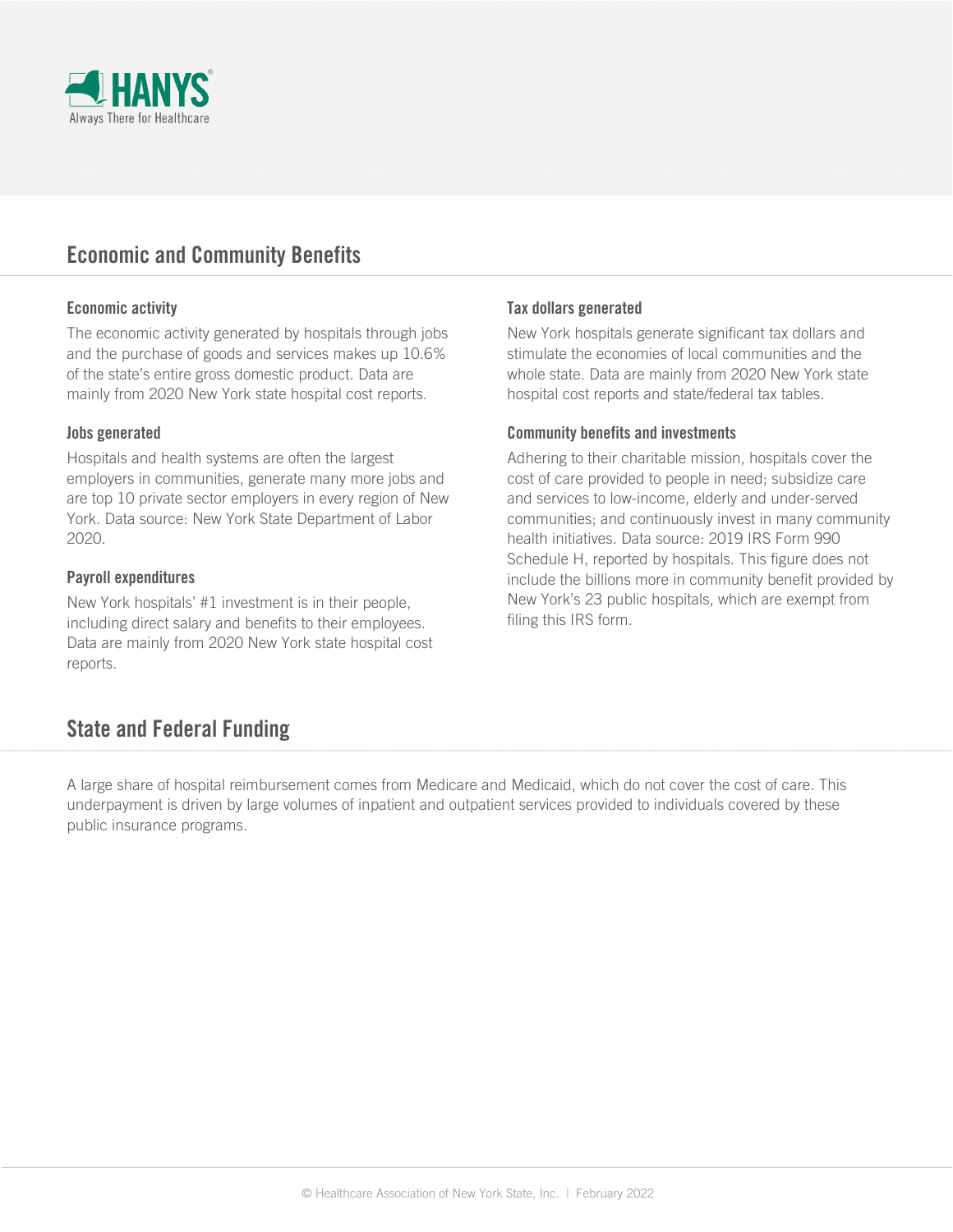## Economic and Community Benefits

### Economic activity

The economic activity generated by hospitals through jobs and the purchase of goods and services makes up 10.6% of the state's entire gross domestic product. Data are mainly from 2020 New York state hospital cost reports.

### Jobs generated

Hospitals and health systems are often the largest employers in communities, generate many more jobs and are top 10 private sector employers in every region of New York. Data source: New York State Department of Labor 2020.

### Payroll expenditures

New York hospitals' #1 investment is in their people, including direct salary and benefits to their employees. Data are mainly from 2020 New York state hospital cost reports.

### Tax dollars generated

New York hospitals generate significant tax dollars and stimulate the economies of local communities and the whole state. Data are mainly from 2020 New York state hospital cost reports and state/federal tax tables.

### Community benefits and investments

Adhering to their charitable mission, hospitals cover the cost of care provided to people in need; subsidize care and services to low-income, elderly and under-served communities; and continuously invest in many community health initiatives. Data source: 2019 IRS Form 990 Schedule H, reported by hospitals. This figure does not include the billions more in community benefit provided by New York's 23 public hospitals, which are exempt from filing this IRS form.

## State and Federal Funding

A large share of hospital reimbursement comes from Medicare and Medicaid, which do not cover the cost of care. This underpayment is driven by large volumes of inpatient and outpatient services provided to individuals covered by these public insurance programs.

© Healthcare Association of New York State, Inc. | February 2022